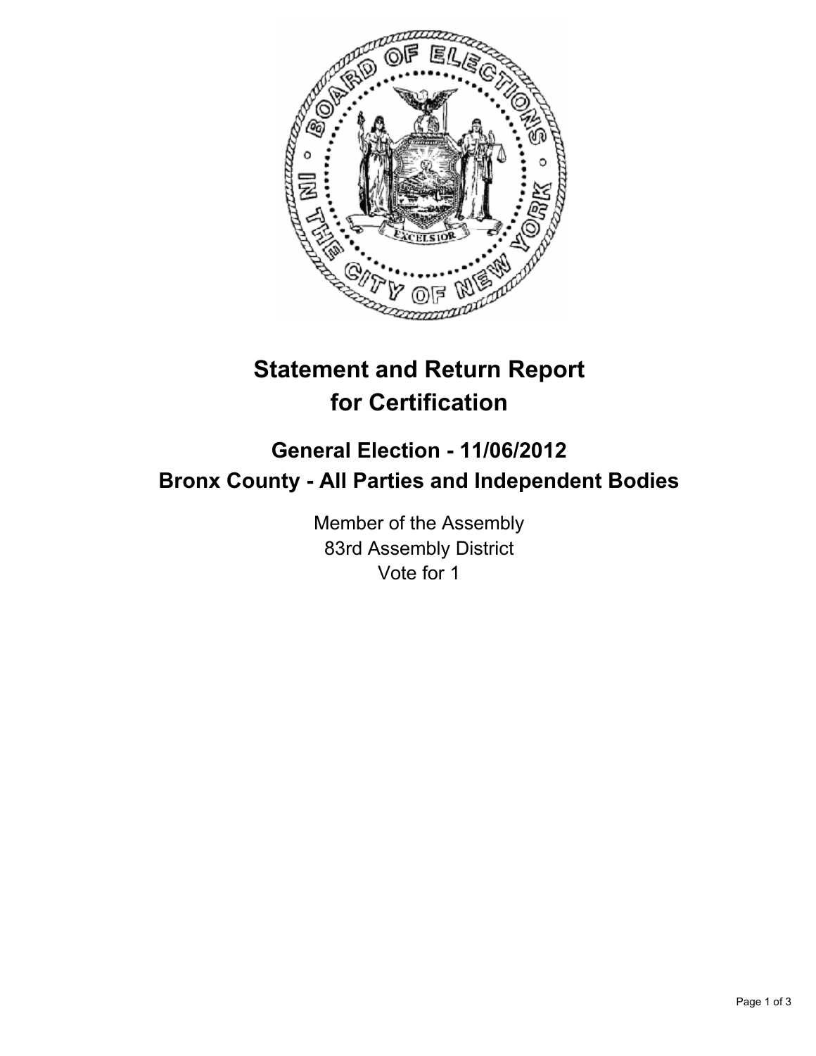# Statement and Return Report for Certification

## General Election - 11/06/2012
## Bronx County - All Parties and Independent Bodies

Member of the Assembly
83rd Assembly District
Vote for 1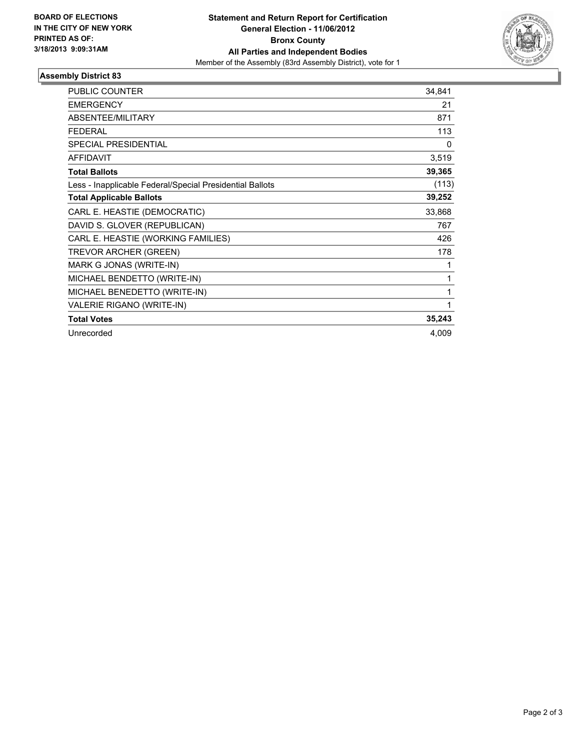**BOARD OF ELECTIONS IN THE CITY OF NEW YORK PRINTED AS OF: 3/18/2013 9:09:31AM**

# Statement and Return Report for Certification
## General Election - 11/06/2012
## Bronx County
## All Parties and Independent Bodies
Member of the Assembly (83rd Assembly District), vote for 1

### Assembly District 83

| | |
|---|---|
| PUBLIC COUNTER | 34,841 |
| EMERGENCY | 21 |
| ABSENTEE/MILITARY | 871 |
| FEDERAL | 113 |
| SPECIAL PRESIDENTIAL | 0 |
| AFFIDAVIT | 3,519 |
| **Total Ballots** | **39,365** |
| Less - Inapplicable Federal/Special Presidential Ballots | (113) |
| **Total Applicable Ballots** | **39,252** |
| CARL E. HEASTIE (DEMOCRATIC) | 33,868 |
| DAVID S. GLOVER (REPUBLICAN) | 767 |
| CARL E. HEASTIE (WORKING FAMILIES) | 426 |
| TREVOR ARCHER (GREEN) | 178 |
| MARK G JONAS (WRITE-IN) | 1 |
| MICHAEL BENDETTO (WRITE-IN) | 1 |
| MICHAEL BENEDETTO (WRITE-IN) | 1 |
| VALERIE RIGANO (WRITE-IN) | 1 |
| **Total Votes** | **35,243** |
| Unrecorded | 4,009 |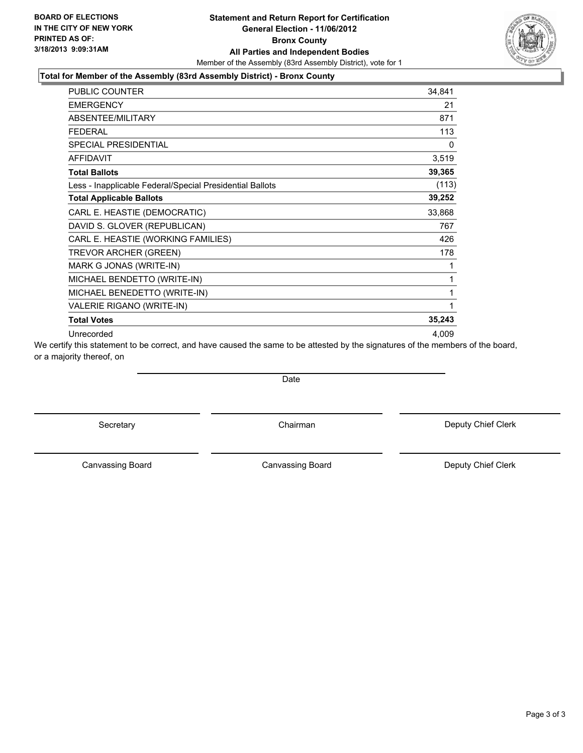**BOARD OF ELECTIONS IN THE CITY OF NEW YORK PRINTED AS OF: 3/18/2013 9:09:31AM**

**Statement and Return Report for Certification**
**General Election - 11/06/2012**
**Bronx County**
**All Parties and Independent Bodies**
Member of the Assembly (83rd Assembly District), vote for 1

**Total for Member of the Assembly (83rd Assembly District) - Bronx County**

| | |
|---|---|
| PUBLIC COUNTER | 34,841 |
| EMERGENCY | 21 |
| ABSENTEE/MILITARY | 871 |
| FEDERAL | 113 |
| SPECIAL PRESIDENTIAL | 0 |
| AFFIDAVIT | 3,519 |
| **Total Ballots** | **39,365** |
| Less - Inapplicable Federal/Special Presidential Ballots | (113) |
| **Total Applicable Ballots** | **39,252** |
| CARL E. HEASTIE (DEMOCRATIC) | 33,868 |
| DAVID S. GLOVER (REPUBLICAN) | 767 |
| CARL E. HEASTIE (WORKING FAMILIES) | 426 |
| TREVOR ARCHER (GREEN) | 178 |
| MARK G JONAS (WRITE-IN) | 1 |
| MICHAEL BENDETTO (WRITE-IN) | 1 |
| MICHAEL BENEDETTO (WRITE-IN) | 1 |
| VALERIE RIGANO (WRITE-IN) | 1 |
| **Total Votes** | **35,243** |
| Unrecorded | 4,009 |

We certify this statement to be correct, and have caused the same to be attested by the signatures of the members of the board, or a majority thereof, on

Date

Secretary — Chairman — Deputy Chief Clerk

Canvassing Board — Canvassing Board — Deputy Chief Clerk